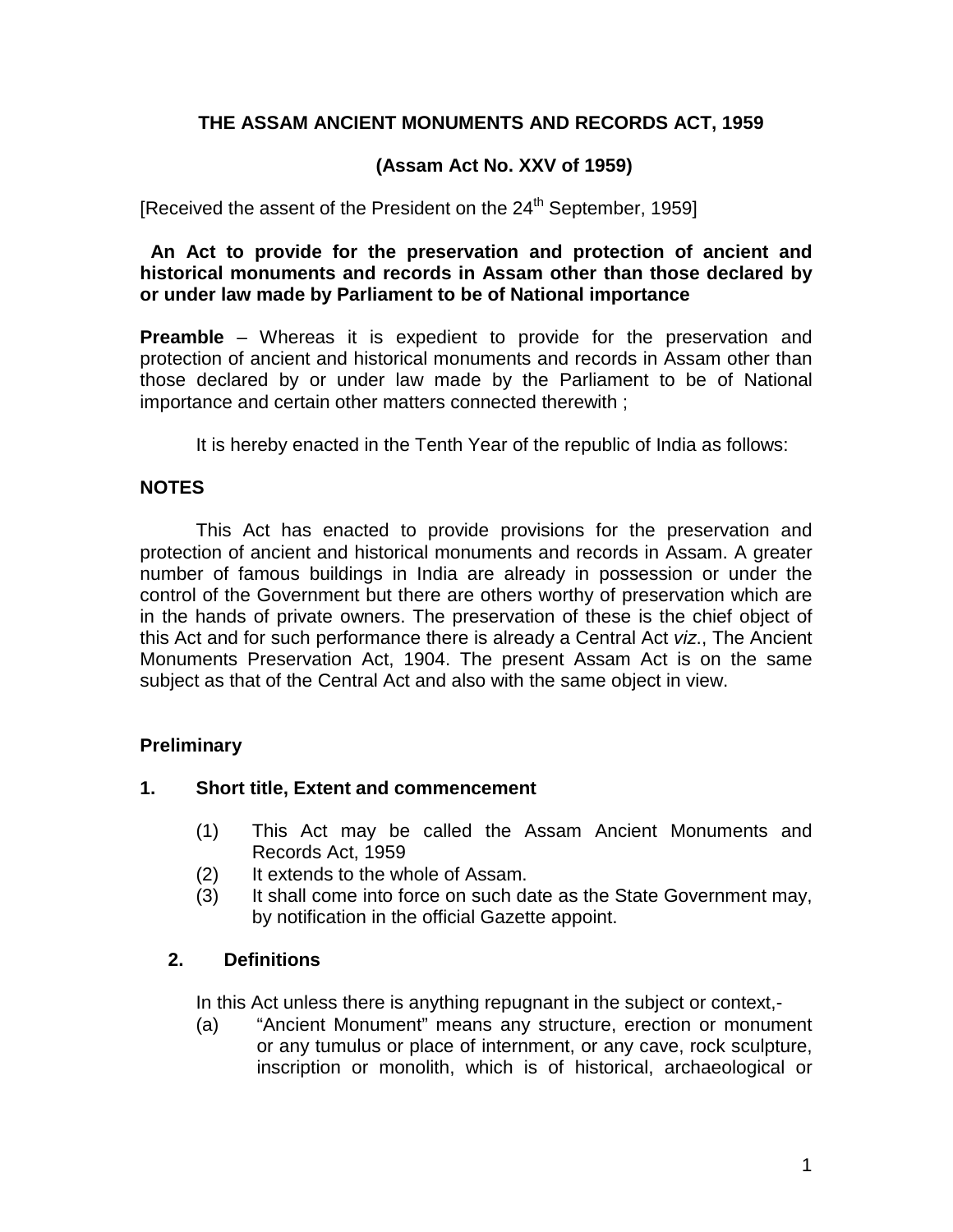# THE ASSAM ANCIENT MONUMENTS AND RECORDS ACT, 1959

## (Assam Act No. XXV of 1959)

[Received the assent of the President on the 24th September, 1959]

**An Act to provide for the preservation and protection of ancient and historical monuments and records in Assam other than those declared by or under law made by Parliament to be of National importance**

**Preamble** – Whereas it is expedient to provide for the preservation and protection of ancient and historical monuments and records in Assam other than those declared by or under law made by the Parliament to be of National importance and certain other matters connected therewith ;

It is hereby enacted in the Tenth Year of the republic of India as follows:

### NOTES

This Act has enacted to provide provisions for the preservation and protection of ancient and historical monuments and records in Assam. A greater number of famous buildings in India are already in possession or under the control of the Government but there are others worthy of preservation which are in the hands of private owners. The preservation of these is the chief object of this Act and for such performance there is already a Central Act *viz*., The Ancient Monuments Preservation Act, 1904. The present Assam Act is on the same subject as that of the Central Act and also with the same object in view.

### Preliminary

### 1. Short title, Extent and commencement

(1) This Act may be called the Assam Ancient Monuments and Records Act, 1959

(2) It extends to the whole of Assam.

(3) It shall come into force on such date as the State Government may, by notification in the official Gazette appoint.

### 2. Definitions

In this Act unless there is anything repugnant in the subject or context,-

(a) "Ancient Monument" means any structure, erection or monument or any tumulus or place of internment, or any cave, rock sculpture, inscription or monolith, which is of historical, archaeological or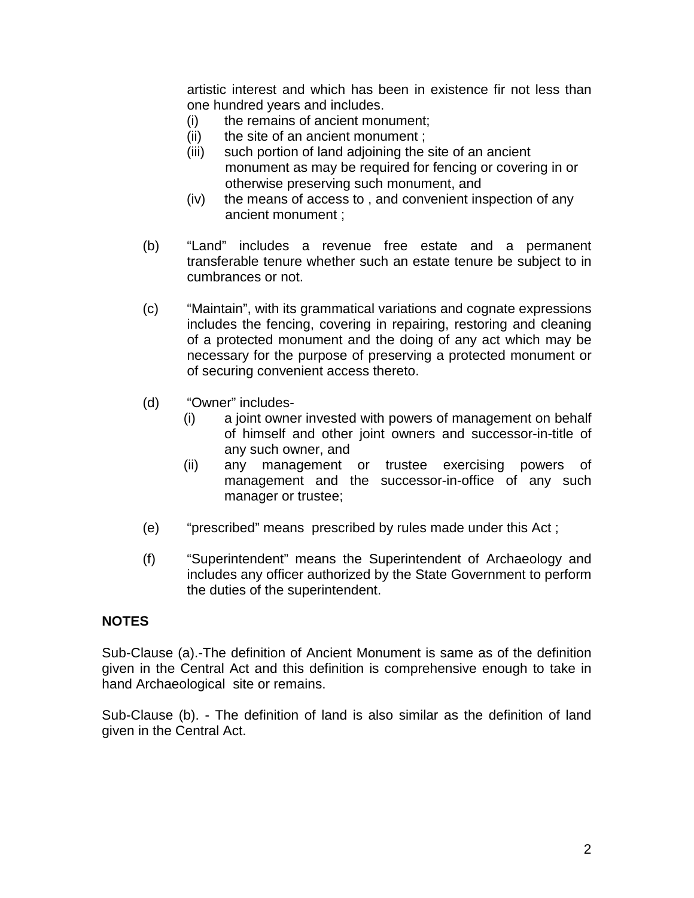artistic interest and which has been in existence fir not less than one hundred years and includes.

(i) the remains of ancient monument;
(ii) the site of an ancient monument ;
(iii) such portion of land adjoining the site of an ancient monument as may be required for fencing or covering in or otherwise preserving such monument, and
(iv) the means of access to , and convenient inspection of any ancient monument ;

(b) "Land" includes a revenue free estate and a permanent transferable tenure whether such an estate tenure be subject to in cumbrances or not.

(c) "Maintain", with its grammatical variations and cognate expressions includes the fencing, covering in repairing, restoring and cleaning of a protected monument and the doing of any act which may be necessary for the purpose of preserving a protected monument or of securing convenient access thereto.

(d) "Owner" includes-
   (i) a joint owner invested with powers of management on behalf of himself and other joint owners and successor-in-title of any such owner, and
   (ii) any management or trustee exercising powers of management and the successor-in-office of any such manager or trustee;

(e) "prescribed" means prescribed by rules made under this Act ;

(f) "Superintendent" means the Superintendent of Archaeology and includes any officer authorized by the State Government to perform the duties of the superintendent.

**NOTES**

Sub-Clause (a).-The definition of Ancient Monument is same as of the definition given in the Central Act and this definition is comprehensive enough to take in hand Archaeological site or remains.

Sub-Clause (b). - The definition of land is also similar as the definition of land given in the Central Act.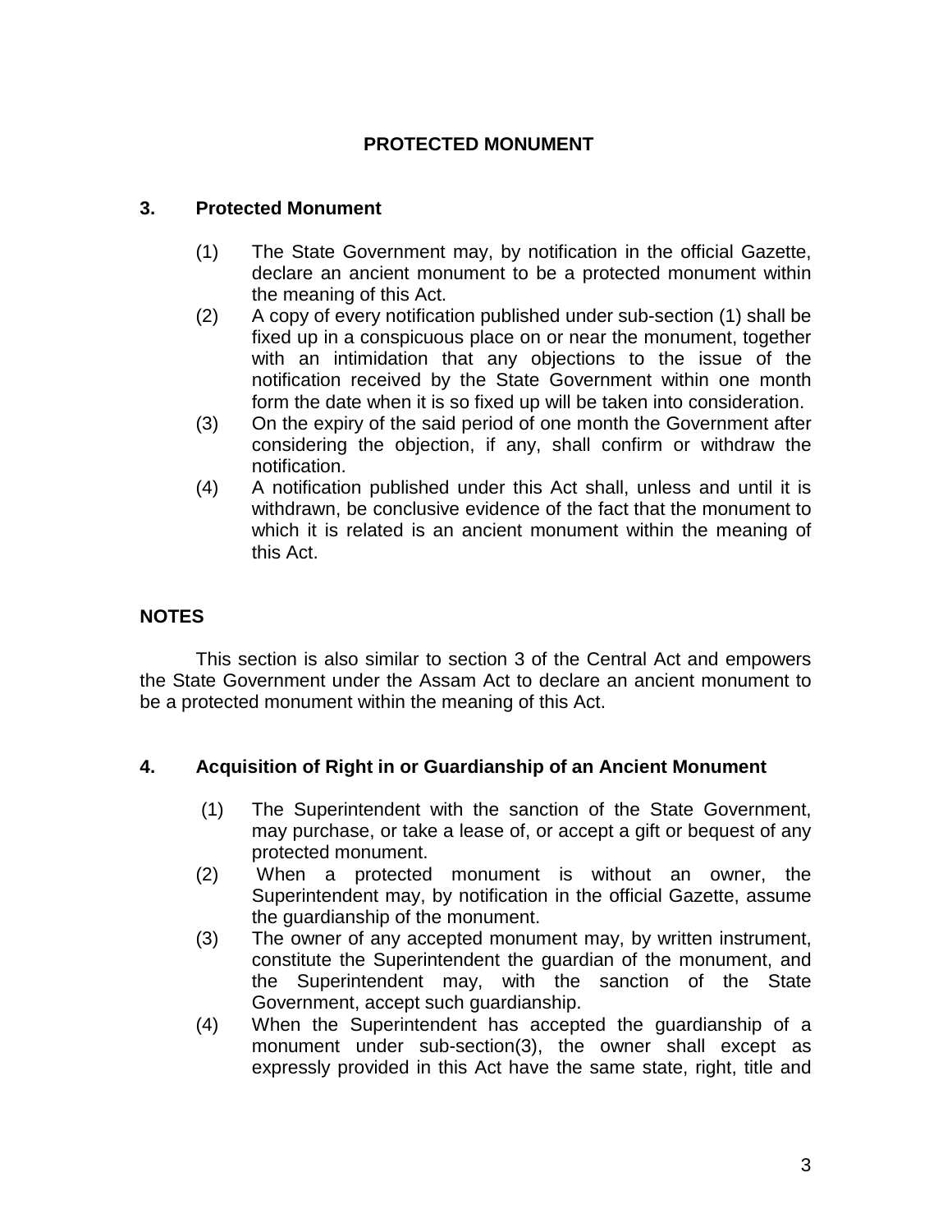## PROTECTED MONUMENT

### 3. Protected Monument

(1) The State Government may, by notification in the official Gazette, declare an ancient monument to be a protected monument within the meaning of this Act.

(2) A copy of every notification published under sub-section (1) shall be fixed up in a conspicuous place on or near the monument, together with an intimidation that any objections to the issue of the notification received by the State Government within one month form the date when it is so fixed up will be taken into consideration.

(3) On the expiry of the said period of one month the Government after considering the objection, if any, shall confirm or withdraw the notification.

(4) A notification published under this Act shall, unless and until it is withdrawn, be conclusive evidence of the fact that the monument to which it is related is an ancient monument within the meaning of this Act.

### NOTES

This section is also similar to section 3 of the Central Act and empowers the State Government under the Assam Act to declare an ancient monument to be a protected monument within the meaning of this Act.

### 4. Acquisition of Right in or Guardianship of an Ancient Monument

(1) The Superintendent with the sanction of the State Government, may purchase, or take a lease of, or accept a gift or bequest of any protected monument.

(2) When a protected monument is without an owner, the Superintendent may, by notification in the official Gazette, assume the guardianship of the monument.

(3) The owner of any accepted monument may, by written instrument, constitute the Superintendent the guardian of the monument, and the Superintendent may, with the sanction of the State Government, accept such guardianship.

(4) When the Superintendent has accepted the guardianship of a monument under sub-section(3), the owner shall except as expressly provided in this Act have the same state, right, title and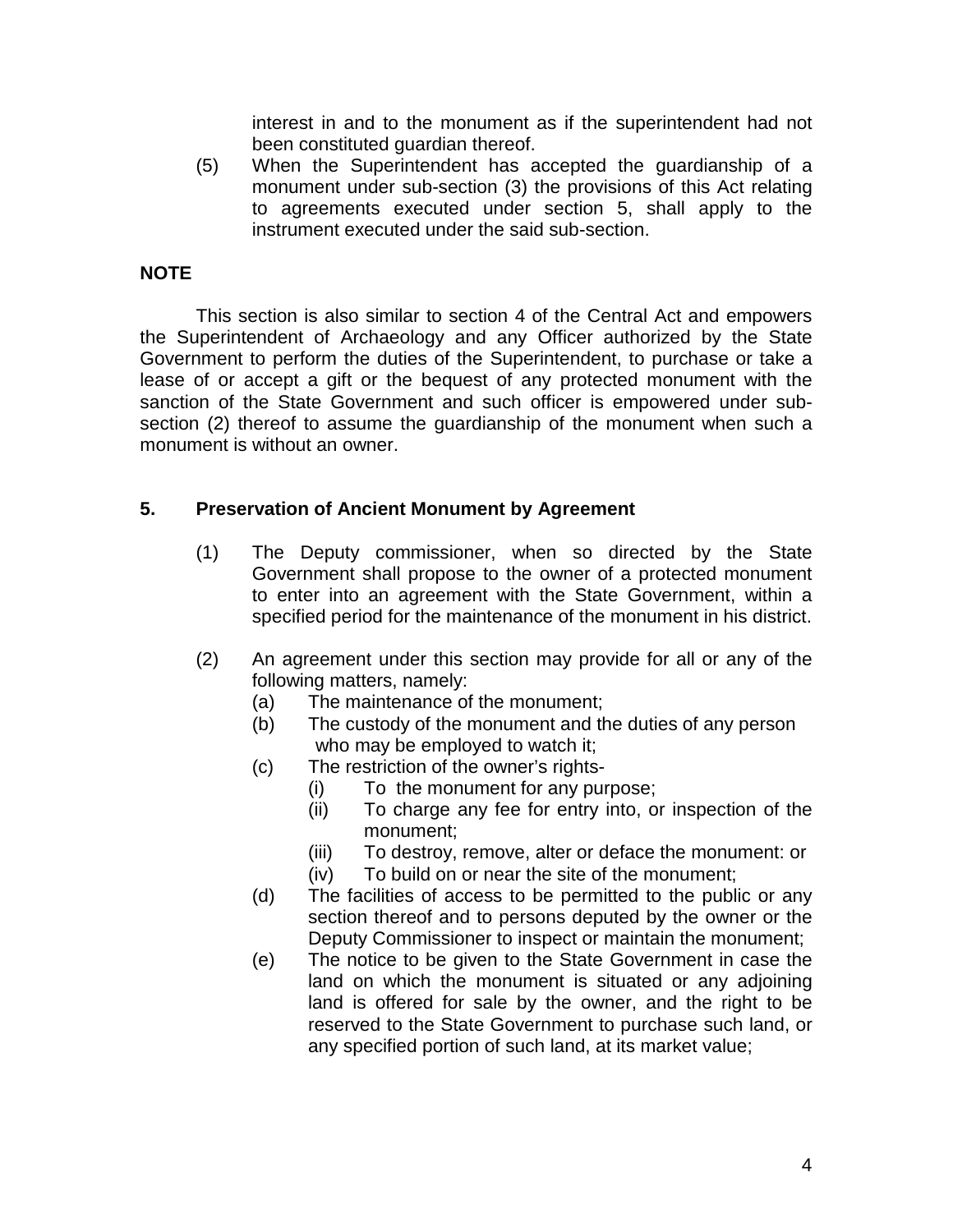interest in and to the monument as if the superintendent had not been constituted guardian thereof.

(5) When the Superintendent has accepted the guardianship of a monument under sub-section (3) the provisions of this Act relating to agreements executed under section 5, shall apply to the instrument executed under the said sub-section.

**NOTE**

This section is also similar to section 4 of the Central Act and empowers the Superintendent of Archaeology and any Officer authorized by the State Government to perform the duties of the Superintendent, to purchase or take a lease of or accept a gift or the bequest of any protected monument with the sanction of the State Government and such officer is empowered under sub-section (2) thereof to assume the guardianship of the monument when such a monument is without an owner.

## 5. Preservation of Ancient Monument by Agreement

(1) The Deputy commissioner, when so directed by the State Government shall propose to the owner of a protected monument to enter into an agreement with the State Government, within a specified period for the maintenance of the monument in his district.

(2) An agreement under this section may provide for all or any of the following matters, namely:

- (a) The maintenance of the monument;
- (b) The custody of the monument and the duties of any person who may be employed to watch it;
- (c) The restriction of the owner's rights-
  - (i) To the monument for any purpose;
  - (ii) To charge any fee for entry into, or inspection of the monument;
  - (iii) To destroy, remove, alter or deface the monument: or
  - (iv) To build on or near the site of the monument;
- (d) The facilities of access to be permitted to the public or any section thereof and to persons deputed by the owner or the Deputy Commissioner to inspect or maintain the monument;
- (e) The notice to be given to the State Government in case the land on which the monument is situated or any adjoining land is offered for sale by the owner, and the right to be reserved to the State Government to purchase such land, or any specified portion of such land, at its market value;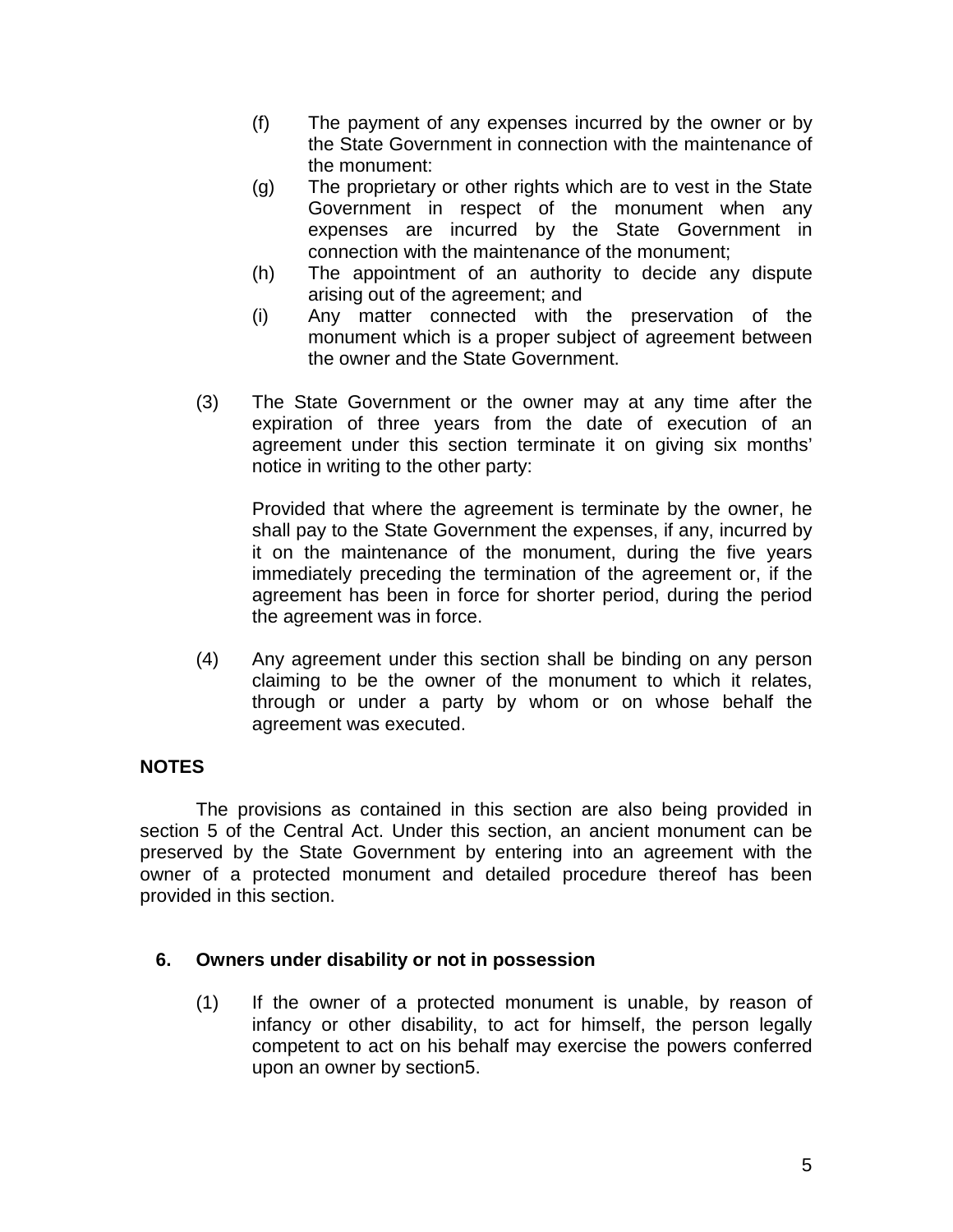(f) The payment of any expenses incurred by the owner or by the State Government in connection with the maintenance of the monument:

(g) The proprietary or other rights which are to vest in the State Government in respect of the monument when any expenses are incurred by the State Government in connection with the maintenance of the monument;

(h) The appointment of an authority to decide any dispute arising out of the agreement; and

(i) Any matter connected with the preservation of the monument which is a proper subject of agreement between the owner and the State Government.

(3) The State Government or the owner may at any time after the expiration of three years from the date of execution of an agreement under this section terminate it on giving six months' notice in writing to the other party:

Provided that where the agreement is terminate by the owner, he shall pay to the State Government the expenses, if any, incurred by it on the maintenance of the monument, during the five years immediately preceding the termination of the agreement or, if the agreement has been in force for shorter period, during the period the agreement was in force.

(4) Any agreement under this section shall be binding on any person claiming to be the owner of the monument to which it relates, through or under a party by whom or on whose behalf the agreement was executed.

**NOTES**

The provisions as contained in this section are also being provided in section 5 of the Central Act. Under this section, an ancient monument can be preserved by the State Government by entering into an agreement with the owner of a protected monument and detailed procedure thereof has been provided in this section.

**6. Owners under disability or not in possession**

(1) If the owner of a protected monument is unable, by reason of infancy or other disability, to act for himself, the person legally competent to act on his behalf may exercise the powers conferred upon an owner by section5.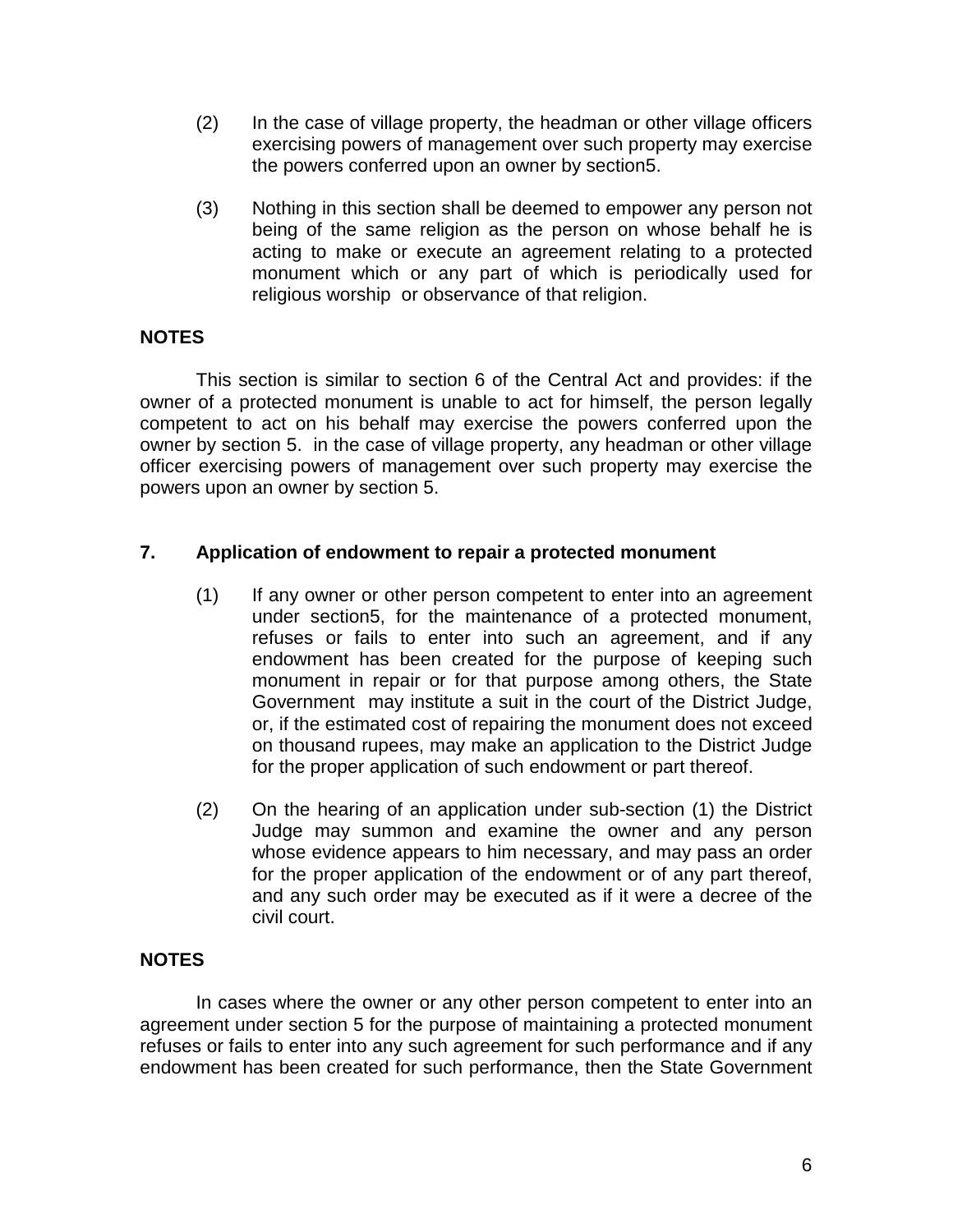(2) In the case of village property, the headman or other village officers exercising powers of management over such property may exercise the powers conferred upon an owner by section5.

(3) Nothing in this section shall be deemed to empower any person not being of the same religion as the person on whose behalf he is acting to make or execute an agreement relating to a protected monument which or any part of which is periodically used for religious worship or observance of that religion.

**NOTES**

This section is similar to section 6 of the Central Act and provides: if the owner of a protected monument is unable to act for himself, the person legally competent to act on his behalf may exercise the powers conferred upon the owner by section 5. in the case of village property, any headman or other village officer exercising powers of management over such property may exercise the powers upon an owner by section 5.

### 7. Application of endowment to repair a protected monument

(1) If any owner or other person competent to enter into an agreement under section5, for the maintenance of a protected monument, refuses or fails to enter into such an agreement, and if any endowment has been created for the purpose of keeping such monument in repair or for that purpose among others, the State Government may institute a suit in the court of the District Judge, or, if the estimated cost of repairing the monument does not exceed on thousand rupees, may make an application to the District Judge for the proper application of such endowment or part thereof.

(2) On the hearing of an application under sub-section (1) the District Judge may summon and examine the owner and any person whose evidence appears to him necessary, and may pass an order for the proper application of the endowment or of any part thereof, and any such order may be executed as if it were a decree of the civil court.

**NOTES**

In cases where the owner or any other person competent to enter into an agreement under section 5 for the purpose of maintaining a protected monument refuses or fails to enter into any such agreement for such performance and if any endowment has been created for such performance, then the State Government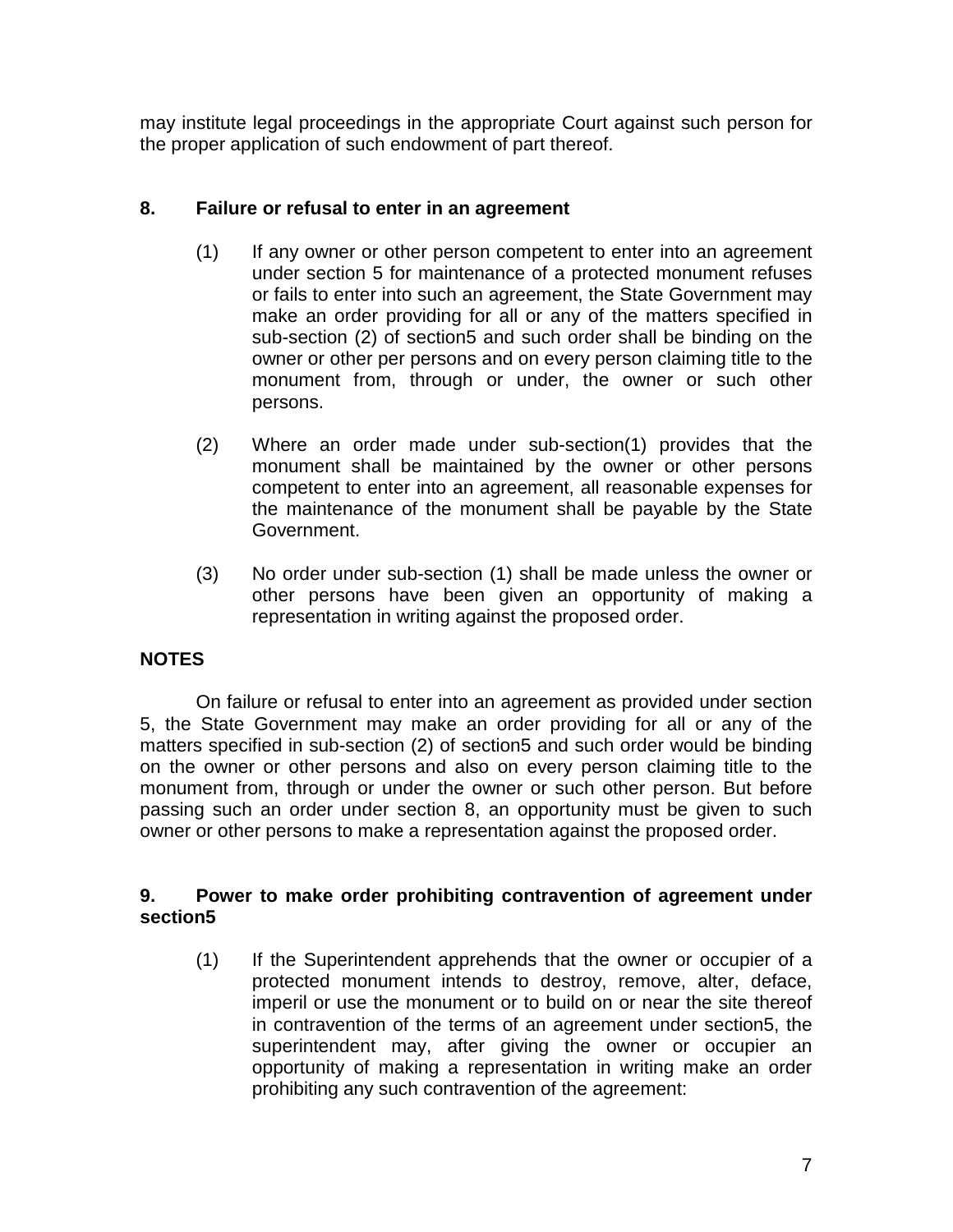may institute legal proceedings in the appropriate Court against such person for the proper application of such endowment of part thereof.

### 8. Failure or refusal to enter in an agreement

(1) If any owner or other person competent to enter into an agreement under section 5 for maintenance of a protected monument refuses or fails to enter into such an agreement, the State Government may make an order providing for all or any of the matters specified in sub-section (2) of section5 and such order shall be binding on the owner or other per persons and on every person claiming title to the monument from, through or under, the owner or such other persons.

(2) Where an order made under sub-section(1) provides that the monument shall be maintained by the owner or other persons competent to enter into an agreement, all reasonable expenses for the maintenance of the monument shall be payable by the State Government.

(3) No order under sub-section (1) shall be made unless the owner or other persons have been given an opportunity of making a representation in writing against the proposed order.

### NOTES

On failure or refusal to enter into an agreement as provided under section 5, the State Government may make an order providing for all or any of the matters specified in sub-section (2) of section5 and such order would be binding on the owner or other persons and also on every person claiming title to the monument from, through or under the owner or such other person. But before passing such an order under section 8, an opportunity must be given to such owner or other persons to make a representation against the proposed order.

### 9. Power to make order prohibiting contravention of agreement under section5

(1) If the Superintendent apprehends that the owner or occupier of a protected monument intends to destroy, remove, alter, deface, imperil or use the monument or to build on or near the site thereof in contravention of the terms of an agreement under section5, the superintendent may, after giving the owner or occupier an opportunity of making a representation in writing make an order prohibiting any such contravention of the agreement: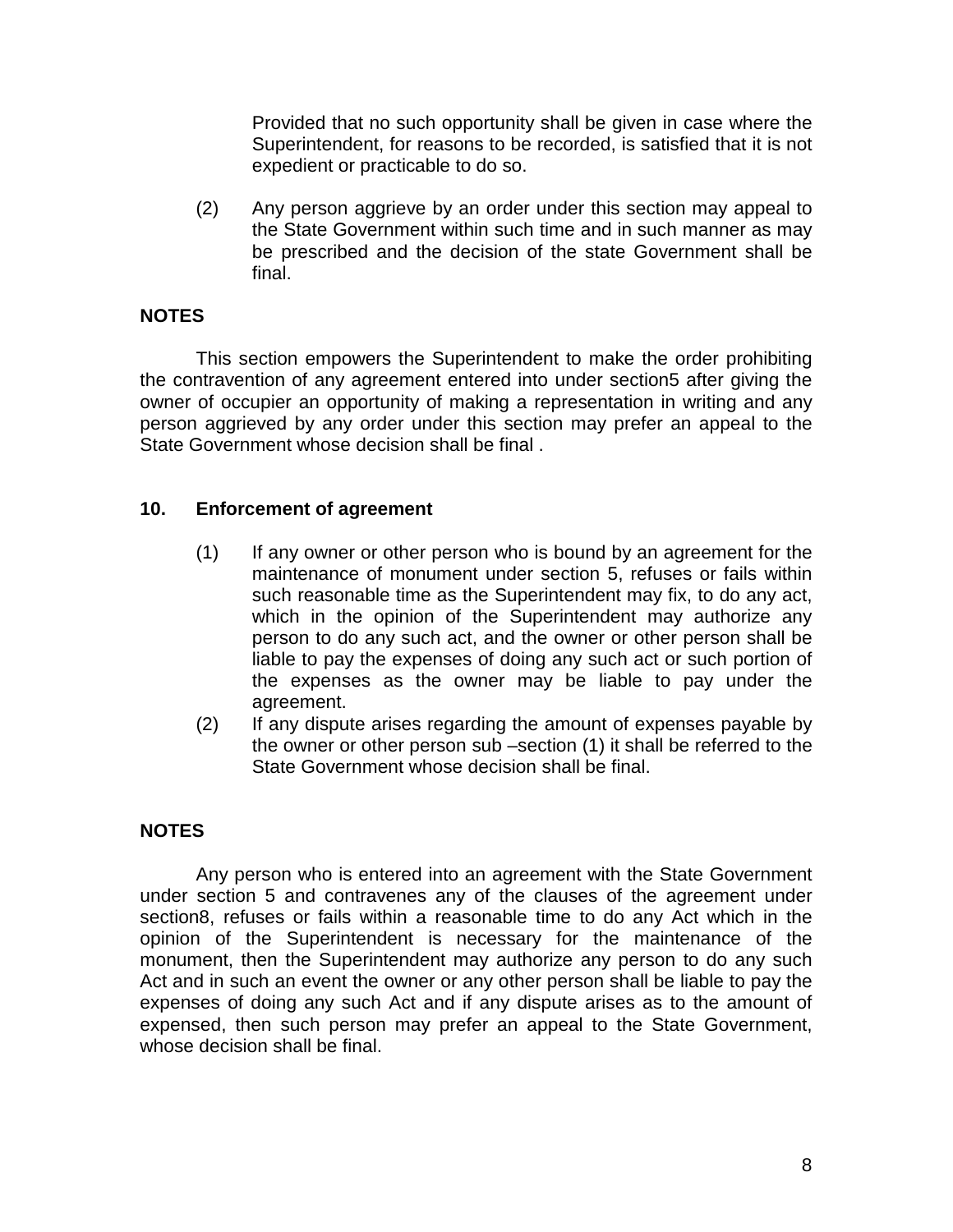Provided that no such opportunity shall be given in case where the Superintendent, for reasons to be recorded, is satisfied that it is not expedient or practicable to do so.

(2) Any person aggrieve by an order under this section may appeal to the State Government within such time and in such manner as may be prescribed and the decision of the state Government shall be final.

**NOTES**

This section empowers the Superintendent to make the order prohibiting the contravention of any agreement entered into under section5 after giving the owner of occupier an opportunity of making a representation in writing and any person aggrieved by any order under this section may prefer an appeal to the State Government whose decision shall be final .

## 10. Enforcement of agreement

(1) If any owner or other person who is bound by an agreement for the maintenance of monument under section 5, refuses or fails within such reasonable time as the Superintendent may fix, to do any act, which in the opinion of the Superintendent may authorize any person to do any such act, and the owner or other person shall be liable to pay the expenses of doing any such act or such portion of the expenses as the owner may be liable to pay under the agreement.

(2) If any dispute arises regarding the amount of expenses payable by the owner or other person sub –section (1) it shall be referred to the State Government whose decision shall be final.

**NOTES**

Any person who is entered into an agreement with the State Government under section 5 and contravenes any of the clauses of the agreement under section8, refuses or fails within a reasonable time to do any Act which in the opinion of the Superintendent is necessary for the maintenance of the monument, then the Superintendent may authorize any person to do any such Act and in such an event the owner or any other person shall be liable to pay the expenses of doing any such Act and if any dispute arises as to the amount of expensed, then such person may prefer an appeal to the State Government, whose decision shall be final.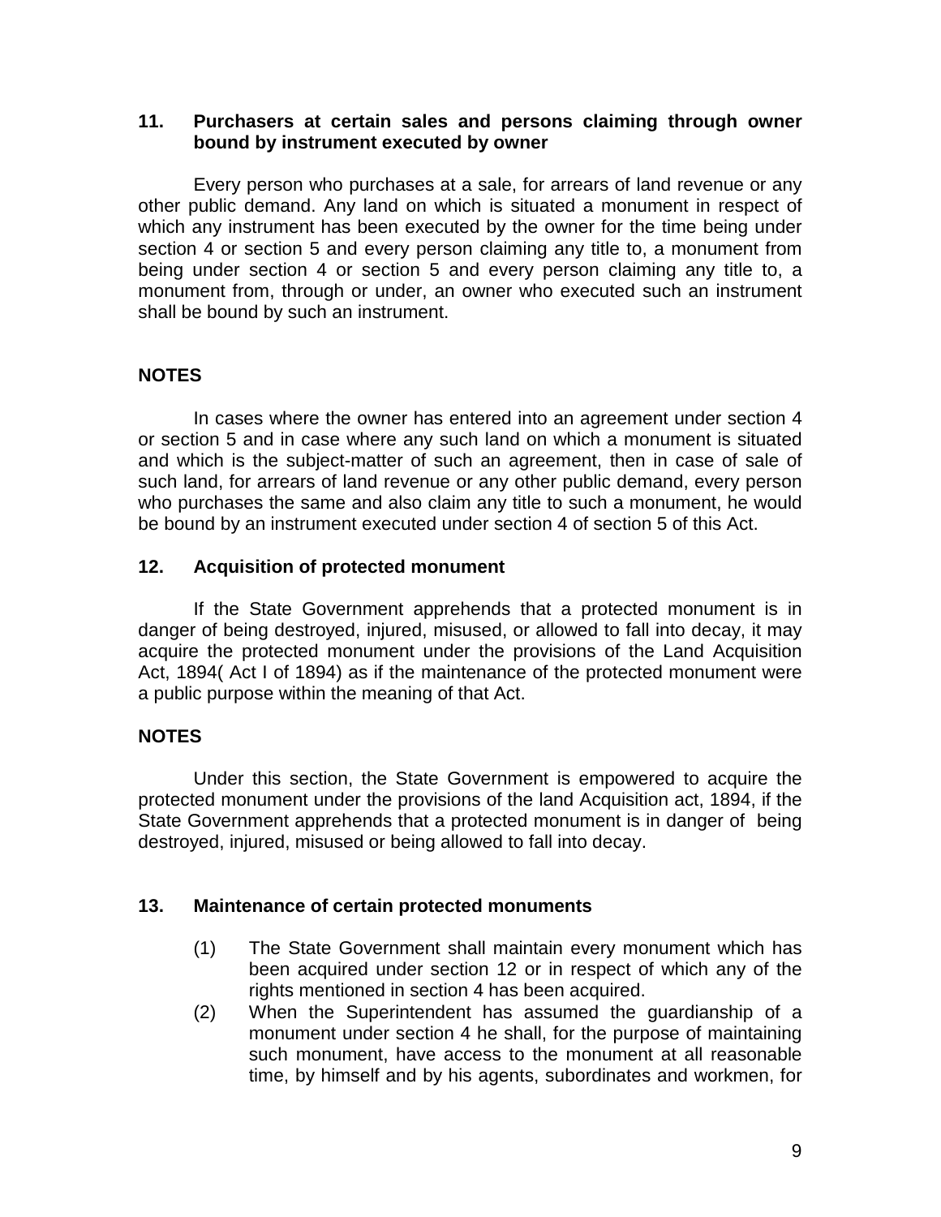## 11. Purchasers at certain sales and persons claiming through owner bound by instrument executed by owner

Every person who purchases at a sale, for arrears of land revenue or any other public demand. Any land on which is situated a monument in respect of which any instrument has been executed by the owner for the time being under section 4 or section 5 and every person claiming any title to, a monument from being under section 4 or section 5 and every person claiming any title to, a monument from, through or under, an owner who executed such an instrument shall be bound by such an instrument.

### NOTES

In cases where the owner has entered into an agreement under section 4 or section 5 and in case where any such land on which a monument is situated and which is the subject-matter of such an agreement, then in case of sale of such land, for arrears of land revenue or any other public demand, every person who purchases the same and also claim any title to such a monument, he would be bound by an instrument executed under section 4 of section 5 of this Act.

## 12. Acquisition of protected monument

If the State Government apprehends that a protected monument is in danger of being destroyed, injured, misused, or allowed to fall into decay, it may acquire the protected monument under the provisions of the Land Acquisition Act, 1894( Act I of 1894) as if the maintenance of the protected monument were a public purpose within the meaning of that Act.

### NOTES

Under this section, the State Government is empowered to acquire the protected monument under the provisions of the land Acquisition act, 1894, if the State Government apprehends that a protected monument is in danger of being destroyed, injured, misused or being allowed to fall into decay.

## 13. Maintenance of certain protected monuments

(1) The State Government shall maintain every monument which has been acquired under section 12 or in respect of which any of the rights mentioned in section 4 has been acquired.

(2) When the Superintendent has assumed the guardianship of a monument under section 4 he shall, for the purpose of maintaining such monument, have access to the monument at all reasonable time, by himself and by his agents, subordinates and workmen, for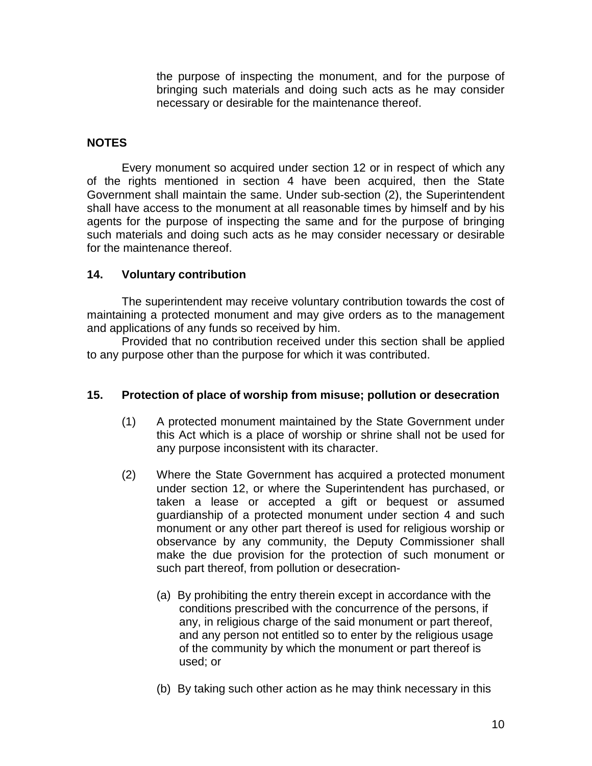the purpose of inspecting the monument, and for the purpose of bringing such materials and doing such acts as he may consider necessary or desirable for the maintenance thereof.

**NOTES**

Every monument so acquired under section 12 or in respect of which any of the rights mentioned in section 4 have been acquired, then the State Government shall maintain the same. Under sub-section (2), the Superintendent shall have access to the monument at all reasonable times by himself and by his agents for the purpose of inspecting the same and for the purpose of bringing such materials and doing such acts as he may consider necessary or desirable for the maintenance thereof.

**14. Voluntary contribution**

The superintendent may receive voluntary contribution towards the cost of maintaining a protected monument and may give orders as to the management and applications of any funds so received by him.

Provided that no contribution received under this section shall be applied to any purpose other than the purpose for which it was contributed.

**15. Protection of place of worship from misuse; pollution or desecration**

(1) A protected monument maintained by the State Government under this Act which is a place of worship or shrine shall not be used for any purpose inconsistent with its character.

(2) Where the State Government has acquired a protected monument under section 12, or where the Superintendent has purchased, or taken a lease or accepted a gift or bequest or assumed guardianship of a protected monument under section 4 and such monument or any other part thereof is used for religious worship or observance by any community, the Deputy Commissioner shall make the due provision for the protection of such monument or such part thereof, from pollution or desecration-

(a) By prohibiting the entry therein except in accordance with the conditions prescribed with the concurrence of the persons, if any, in religious charge of the said monument or part thereof, and any person not entitled so to enter by the religious usage of the community by which the monument or part thereof is used; or

(b) By taking such other action as he may think necessary in this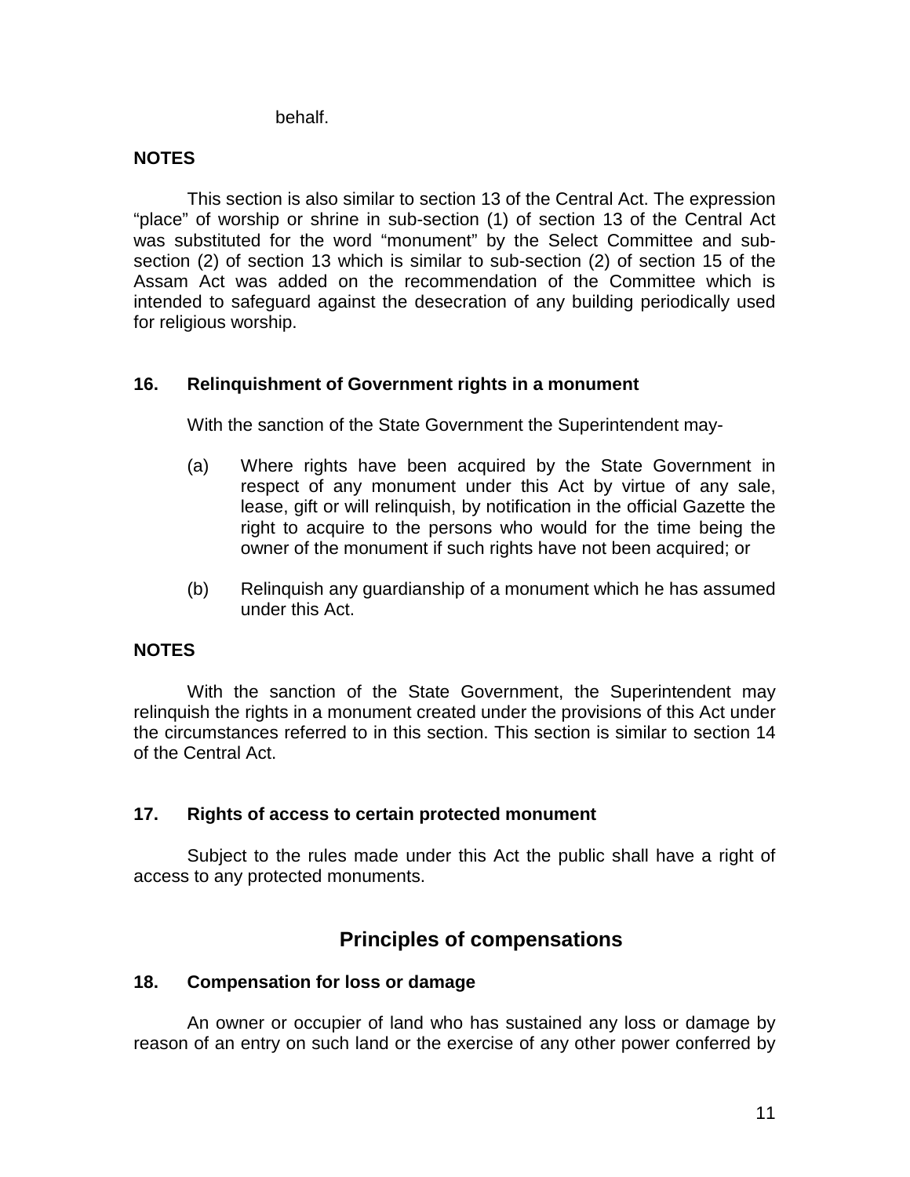behalf.

**NOTES**

This section is also similar to section 13 of the Central Act. The expression "place" of worship or shrine in sub-section (1) of section 13 of the Central Act was substituted for the word "monument" by the Select Committee and sub-section (2) of section 13 which is similar to sub-section (2) of section 15 of the Assam Act was added on the recommendation of the Committee which is intended to safeguard against the desecration of any building periodically used for religious worship.

**16. Relinquishment of Government rights in a monument**

With the sanction of the State Government the Superintendent may-

(a) Where rights have been acquired by the State Government in respect of any monument under this Act by virtue of any sale, lease, gift or will relinquish, by notification in the official Gazette the right to acquire to the persons who would for the time being the owner of the monument if such rights have not been acquired; or

(b) Relinquish any guardianship of a monument which he has assumed under this Act.

**NOTES**

With the sanction of the State Government, the Superintendent may relinquish the rights in a monument created under the provisions of this Act under the circumstances referred to in this section. This section is similar to section 14 of the Central Act.

**17. Rights of access to certain protected monument**

Subject to the rules made under this Act the public shall have a right of access to any protected monuments.

## Principles of compensations

**18. Compensation for loss or damage**

An owner or occupier of land who has sustained any loss or damage by reason of an entry on such land or the exercise of any other power conferred by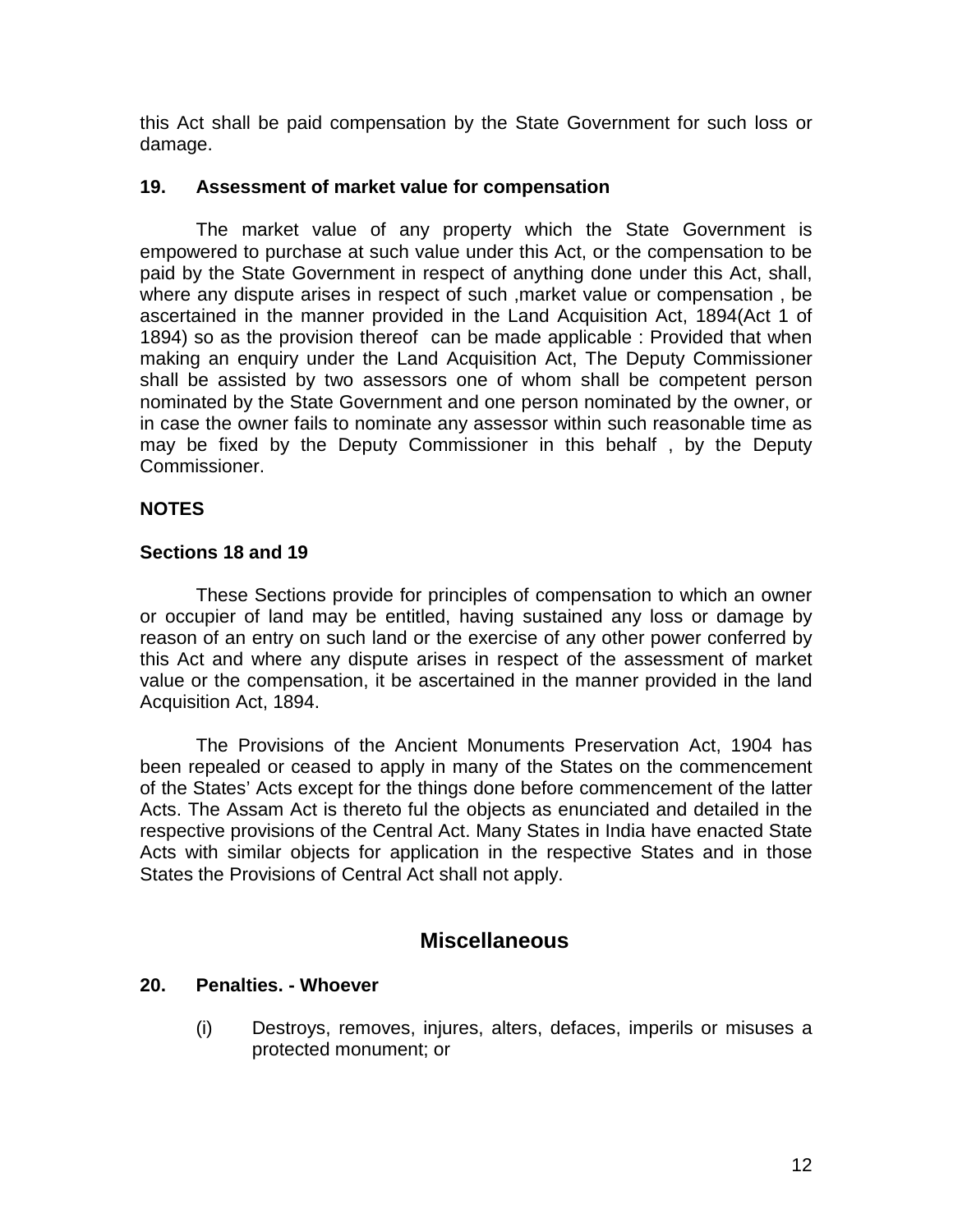this Act shall be paid compensation by the State Government for such loss or damage.

**19. Assessment of market value for compensation**

The market value of any property which the State Government is empowered to purchase at such value under this Act, or the compensation to be paid by the State Government in respect of anything done under this Act, shall, where any dispute arises in respect of such ,market value or compensation , be ascertained in the manner provided in the Land Acquisition Act, 1894(Act 1 of 1894) so as the provision thereof can be made applicable : Provided that when making an enquiry under the Land Acquisition Act, The Deputy Commissioner shall be assisted by two assessors one of whom shall be competent person nominated by the State Government and one person nominated by the owner, or in case the owner fails to nominate any assessor within such reasonable time as may be fixed by the Deputy Commissioner in this behalf , by the Deputy Commissioner.

**NOTES**

**Sections 18 and 19**

These Sections provide for principles of compensation to which an owner or occupier of land may be entitled, having sustained any loss or damage by reason of an entry on such land or the exercise of any other power conferred by this Act and where any dispute arises in respect of the assessment of market value or the compensation, it be ascertained in the manner provided in the land Acquisition Act, 1894.

The Provisions of the Ancient Monuments Preservation Act, 1904 has been repealed or ceased to apply in many of the States on the commencement of the States' Acts except for the things done before commencement of the latter Acts. The Assam Act is thereto ful the objects as enunciated and detailed in the respective provisions of the Central Act. Many States in India have enacted State Acts with similar objects for application in the respective States and in those States the Provisions of Central Act shall not apply.

## Miscellaneous

**20. Penalties. - Whoever**

(i) Destroys, removes, injures, alters, defaces, imperils or misuses a protected monument; or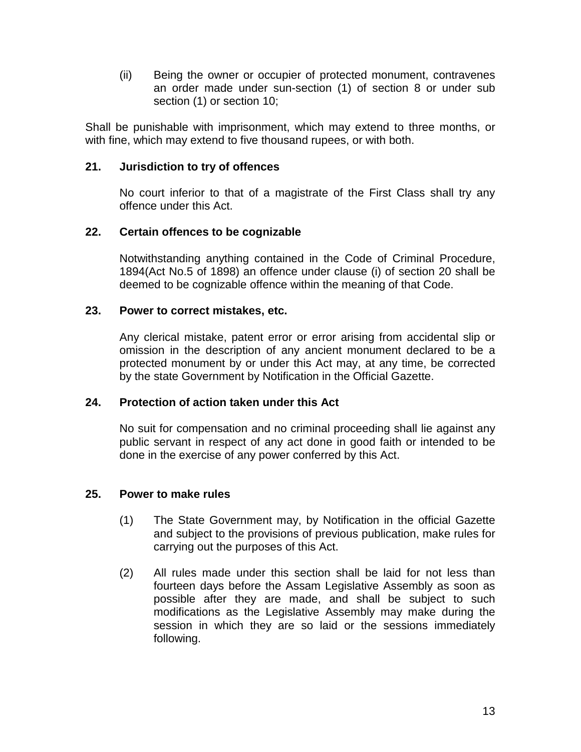(ii) Being the owner or occupier of protected monument, contravenes an order made under sun-section (1) of section 8 or under sub section (1) or section 10;

Shall be punishable with imprisonment, which may extend to three months, or with fine, which may extend to five thousand rupees, or with both.

**21. Jurisdiction to try of offences**

No court inferior to that of a magistrate of the First Class shall try any offence under this Act.

**22. Certain offences to be cognizable**

Notwithstanding anything contained in the Code of Criminal Procedure, 1894(Act No.5 of 1898) an offence under clause (i) of section 20 shall be deemed to be cognizable offence within the meaning of that Code.

**23. Power to correct mistakes, etc.**

Any clerical mistake, patent error or error arising from accidental slip or omission in the description of any ancient monument declared to be a protected monument by or under this Act may, at any time, be corrected by the state Government by Notification in the Official Gazette.

**24. Protection of action taken under this Act**

No suit for compensation and no criminal proceeding shall lie against any public servant in respect of any act done in good faith or intended to be done in the exercise of any power conferred by this Act.

**25. Power to make rules**

(1) The State Government may, by Notification in the official Gazette and subject to the provisions of previous publication, make rules for carrying out the purposes of this Act.

(2) All rules made under this section shall be laid for not less than fourteen days before the Assam Legislative Assembly as soon as possible after they are made, and shall be subject to such modifications as the Legislative Assembly may make during the session in which they are so laid or the sessions immediately following.